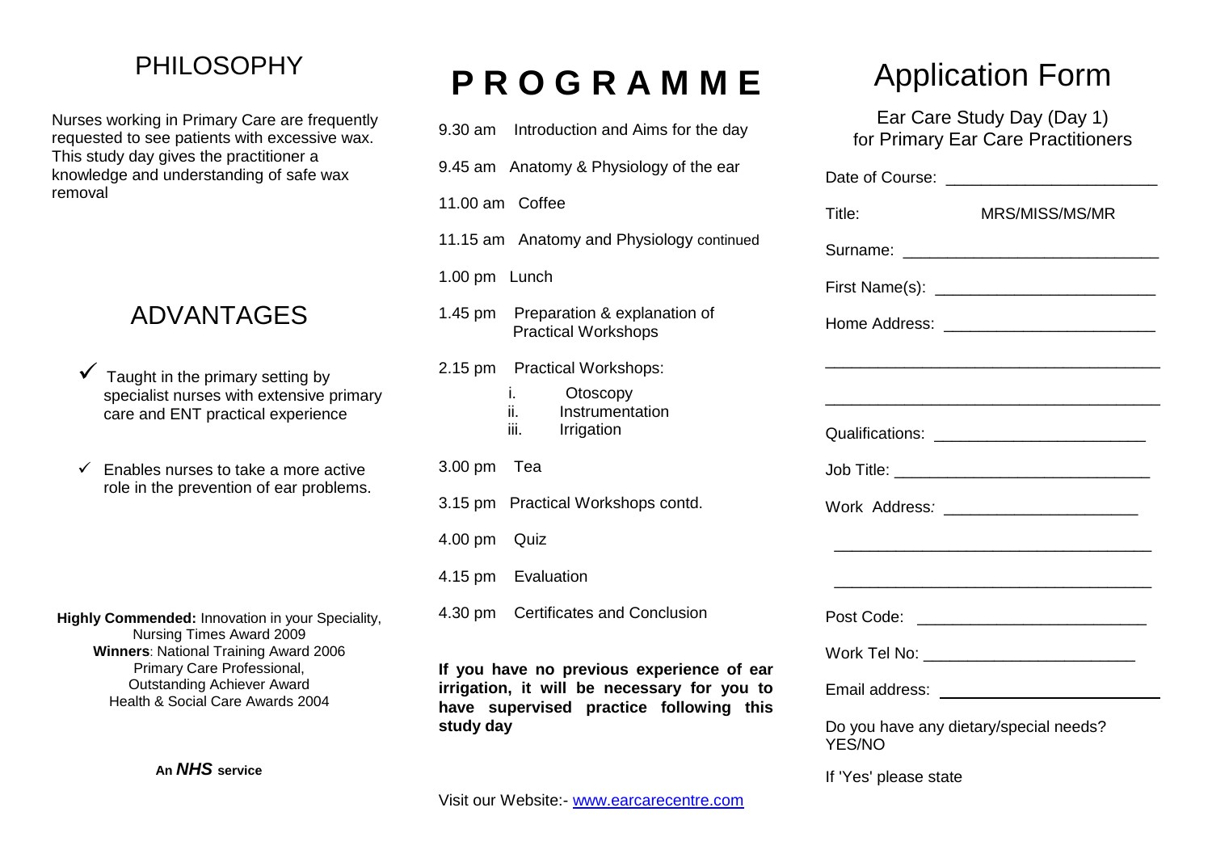## PHILOSOPHY

Nurses working in Primary Care are frequently requested to see patients with excessive wax. This study day gives the practitioner a knowledge and understanding of safe wax removal

## ADVANTAGES

- ✓ Taught in the primary setting by specialist nurses with extensive primary care and ENT practical experience
- ✓ Enables nurses to take a more active role in the prevention of ear problems.

**Highly Commended:** Innovation in your Speciality, Nursing Times Award 2009
**Winners**: National Training Award 2006
Primary Care Professional,
Outstanding Achiever Award
Health & Social Care Awards 2004

**An *NHS* service**

# PROGRAMME

9.30 am Introduction and Aims for the day

9.45 am Anatomy & Physiology of the ear

11.00 am Coffee

11.15 am Anatomy and Physiology continued

1.00 pm Lunch

1.45 pm Preparation & explanation of Practical Workshops

2.15 pm Practical Workshops:

i. Otoscopy
ii. Instrumentation
iii. Irrigation

3.00 pm Tea

3.15 pm Practical Workshops contd.

4.00 pm Quiz

4.15 pm Evaluation

4.30 pm Certificates and Conclusion

**If you have no previous experience of ear irrigation, it will be necessary for you to have supervised practice following this study day**

Visit our Website:- www.earcarecentre.com

# Application Form

Ear Care Study Day (Day 1)
for Primary Ear Care Practitioners

Date of Course: ________________________

Title: MRS/MISS/MS/MR

Surname: ____________________________

First Name(s): ________________________

Home Address: ________________________

______________________________________

______________________________________

Qualifications: ________________________

Job Title: _____________________________

Work Address: _____________________

___________________________________

___________________________________

Post Code: _________________________

Work Tel No: _______________________

Email address: ________________________

Do you have any dietary/special needs? YES/NO

If 'Yes' please state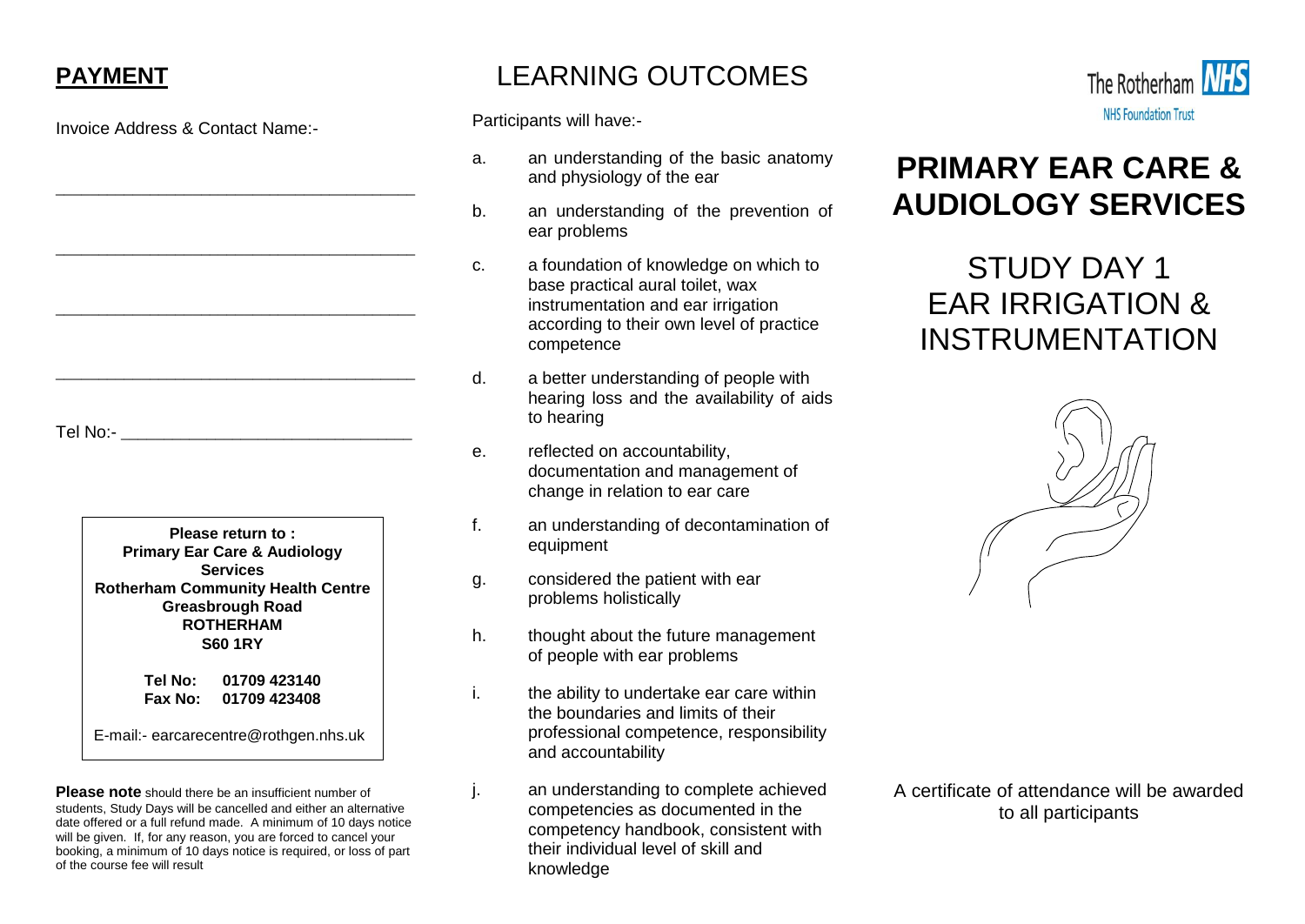## PAYMENT

Invoice Address & Contact Name:-

\_\_\_\_\_\_\_\_\_\_\_\_\_\_\_\_\_\_\_\_\_\_\_\_\_\_\_\_\_\_\_\_\_\_\_\_\_\_

\_\_\_\_\_\_\_\_\_\_\_\_\_\_\_\_\_\_\_\_\_\_\_\_\_\_\_\_\_\_\_\_\_\_\_\_\_\_

\_\_\_\_\_\_\_\_\_\_\_\_\_\_\_\_\_\_\_\_\_\_\_\_\_\_\_\_\_\_\_\_\_\_\_\_\_\_

\_\_\_\_\_\_\_\_\_\_\_\_\_\_\_\_\_\_\_\_\_\_\_\_\_\_\_\_\_\_\_\_\_\_\_\_\_\_

Tel No:- \_\_\_\_\_\_\_\_\_\_\_\_\_\_\_\_\_\_\_\_\_\_\_\_\_\_\_\_\_\_\_

**Please return to :**
**Primary Ear Care & Audiology Services**
**Rotherham Community Health Centre**
**Greasbrough Road**
**ROTHERHAM**
**S60 1RY**

**Tel No: 01709 423140**
**Fax No: 01709 423408**

E-mail:- earcarecentre@rothgen.nhs.uk

**Please note** should there be an insufficient number of students, Study Days will be cancelled and either an alternative date offered or a full refund made. A minimum of 10 days notice will be given. If, for any reason, you are forced to cancel your booking, a minimum of 10 days notice is required, or loss of part of the course fee will result

# LEARNING OUTCOMES

Participants will have:-

a. an understanding of the basic anatomy and physiology of the ear

b. an understanding of the prevention of ear problems

c. a foundation of knowledge on which to base practical aural toilet, wax instrumentation and ear irrigation according to their own level of practice competence

d. a better understanding of people with hearing loss and the availability of aids to hearing

e. reflected on accountability, documentation and management of change in relation to ear care

f. an understanding of decontamination of equipment

g. considered the patient with ear problems holistically

h. thought about the future management of people with ear problems

i. the ability to undertake ear care within the boundaries and limits of their professional competence, responsibility and accountability

j. an understanding to complete achieved competencies as documented in the competency handbook, consistent with their individual level of skill and knowledge

The Rotherham NHS
NHS Foundation Trust

# PRIMARY EAR CARE & AUDIOLOGY SERVICES

## STUDY DAY 1 EAR IRRIGATION & INSTRUMENTATION

A certificate of attendance will be awarded to all participants